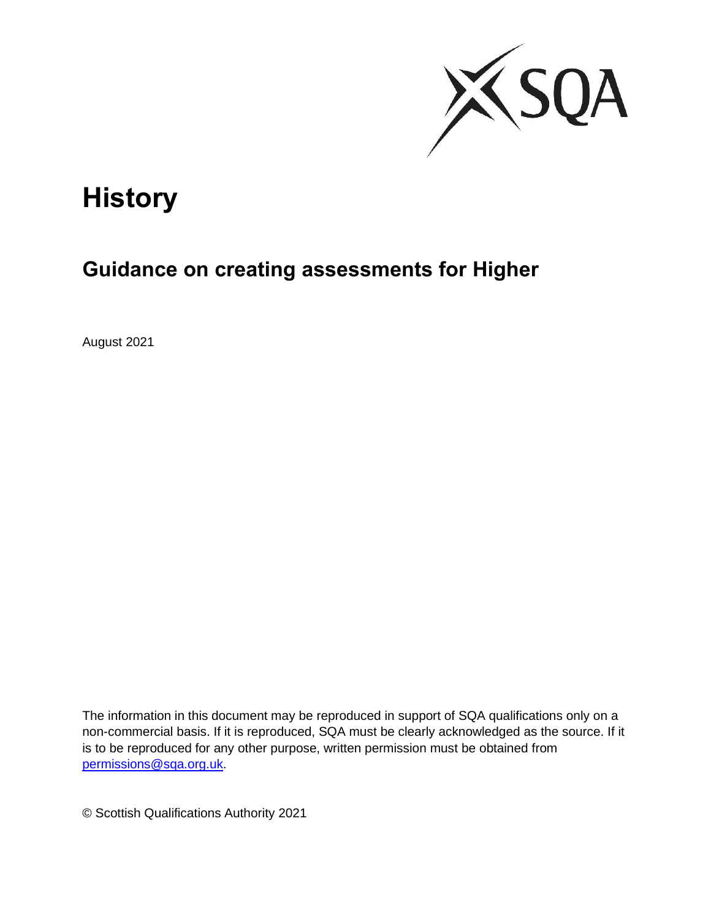# History

## Guidance on creating assessments for Higher

August 2021

The information in this document may be reproduced in support of SQA qualifications only on a non-commercial basis. If it is reproduced, SQA must be clearly acknowledged as the source. If it is to be reproduced for any other purpose, written permission must be obtained from permissions@sqa.org.uk.

© Scottish Qualifications Authority 2021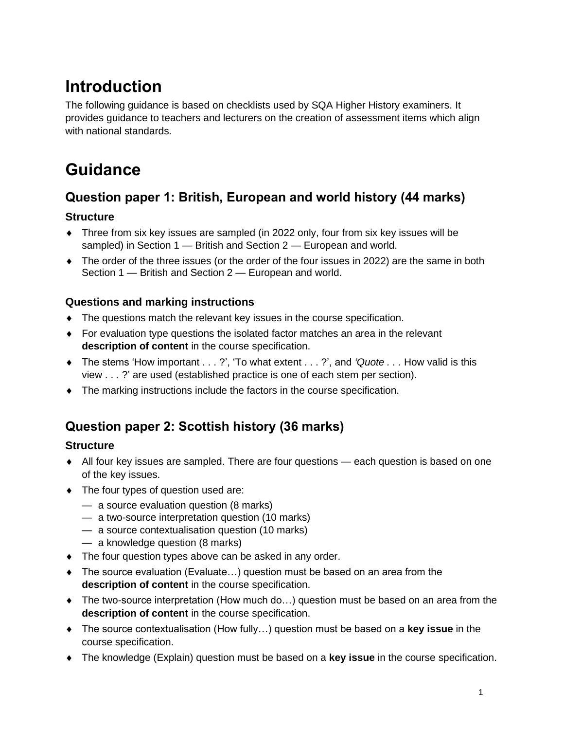# Introduction

The following guidance is based on checklists used by SQA Higher History examiners. It provides guidance to teachers and lecturers on the creation of assessment items which align with national standards.

# Guidance

## Question paper 1: British, European and world history (44 marks)

### Structure

- Three from six key issues are sampled (in 2022 only, four from six key issues will be sampled) in Section 1 — British and Section 2 — European and world.
- The order of the three issues (or the order of the four issues in 2022) are the same in both Section 1 — British and Section 2 — European and world.

### Questions and marking instructions

- The questions match the relevant key issues in the course specification.
- For evaluation type questions the isolated factor matches an area in the relevant **description of content** in the course specification.
- The stems 'How important . . . ?', 'To what extent . . . ?', and '*Quote . . .* How valid is this view . . . ?' are used (established practice is one of each stem per section).
- The marking instructions include the factors in the course specification.

## Question paper 2: Scottish history (36 marks)

### Structure

- All four key issues are sampled. There are four questions — each question is based on one of the key issues.
- The four types of question used are:
  - a source evaluation question (8 marks)
  - a two-source interpretation question (10 marks)
  - a source contextualisation question (10 marks)
  - a knowledge question (8 marks)
- The four question types above can be asked in any order.
- The source evaluation (Evaluate…) question must be based on an area from the **description of content** in the course specification.
- The two-source interpretation (How much do…) question must be based on an area from the **description of content** in the course specification.
- The source contextualisation (How fully…) question must be based on a **key issue** in the course specification.
- The knowledge (Explain) question must be based on a **key issue** in the course specification.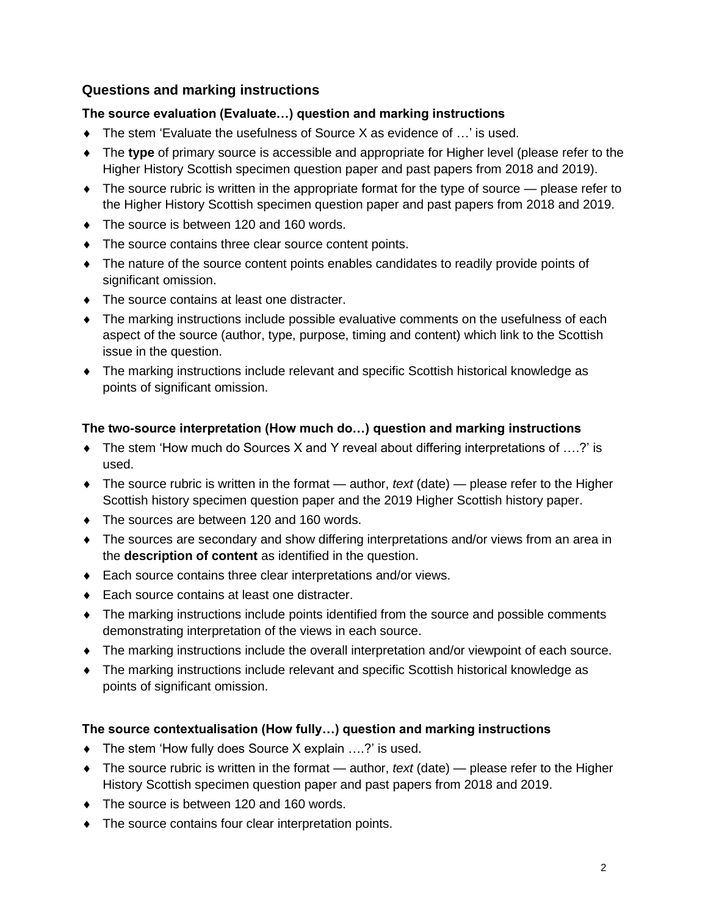## Questions and marking instructions

### The source evaluation (Evaluate…) question and marking instructions

- The stem 'Evaluate the usefulness of Source X as evidence of …' is used.
- The **type** of primary source is accessible and appropriate for Higher level (please refer to the Higher History Scottish specimen question paper and past papers from 2018 and 2019).
- The source rubric is written in the appropriate format for the type of source — please refer to the Higher History Scottish specimen question paper and past papers from 2018 and 2019.
- The source is between 120 and 160 words.
- The source contains three clear source content points.
- The nature of the source content points enables candidates to readily provide points of significant omission.
- The source contains at least one distracter.
- The marking instructions include possible evaluative comments on the usefulness of each aspect of the source (author, type, purpose, timing and content) which link to the Scottish issue in the question.
- The marking instructions include relevant and specific Scottish historical knowledge as points of significant omission.

### The two-source interpretation (How much do…) question and marking instructions

- The stem 'How much do Sources X and Y reveal about differing interpretations of ….?' is used.
- The source rubric is written in the format — author, *text* (date) — please refer to the Higher Scottish history specimen question paper and the 2019 Higher Scottish history paper.
- The sources are between 120 and 160 words.
- The sources are secondary and show differing interpretations and/or views from an area in the **description of content** as identified in the question.
- Each source contains three clear interpretations and/or views.
- Each source contains at least one distracter.
- The marking instructions include points identified from the source and possible comments demonstrating interpretation of the views in each source.
- The marking instructions include the overall interpretation and/or viewpoint of each source.
- The marking instructions include relevant and specific Scottish historical knowledge as points of significant omission.

### The source contextualisation (How fully…) question and marking instructions

- The stem 'How fully does Source X explain ….?' is used.
- The source rubric is written in the format — author, *text* (date) — please refer to the Higher History Scottish specimen question paper and past papers from 2018 and 2019.
- The source is between 120 and 160 words.
- The source contains four clear interpretation points.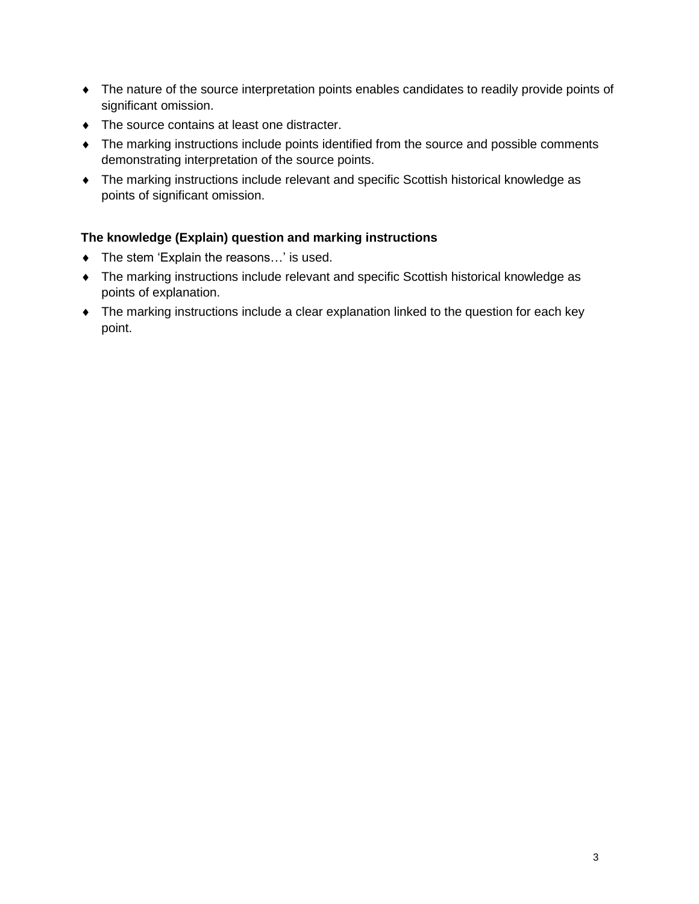- The nature of the source interpretation points enables candidates to readily provide points of significant omission.
- The source contains at least one distracter.
- The marking instructions include points identified from the source and possible comments demonstrating interpretation of the source points.
- The marking instructions include relevant and specific Scottish historical knowledge as points of significant omission.

**The knowledge (Explain) question and marking instructions**

- The stem 'Explain the reasons…' is used.
- The marking instructions include relevant and specific Scottish historical knowledge as points of explanation.
- The marking instructions include a clear explanation linked to the question for each key point.